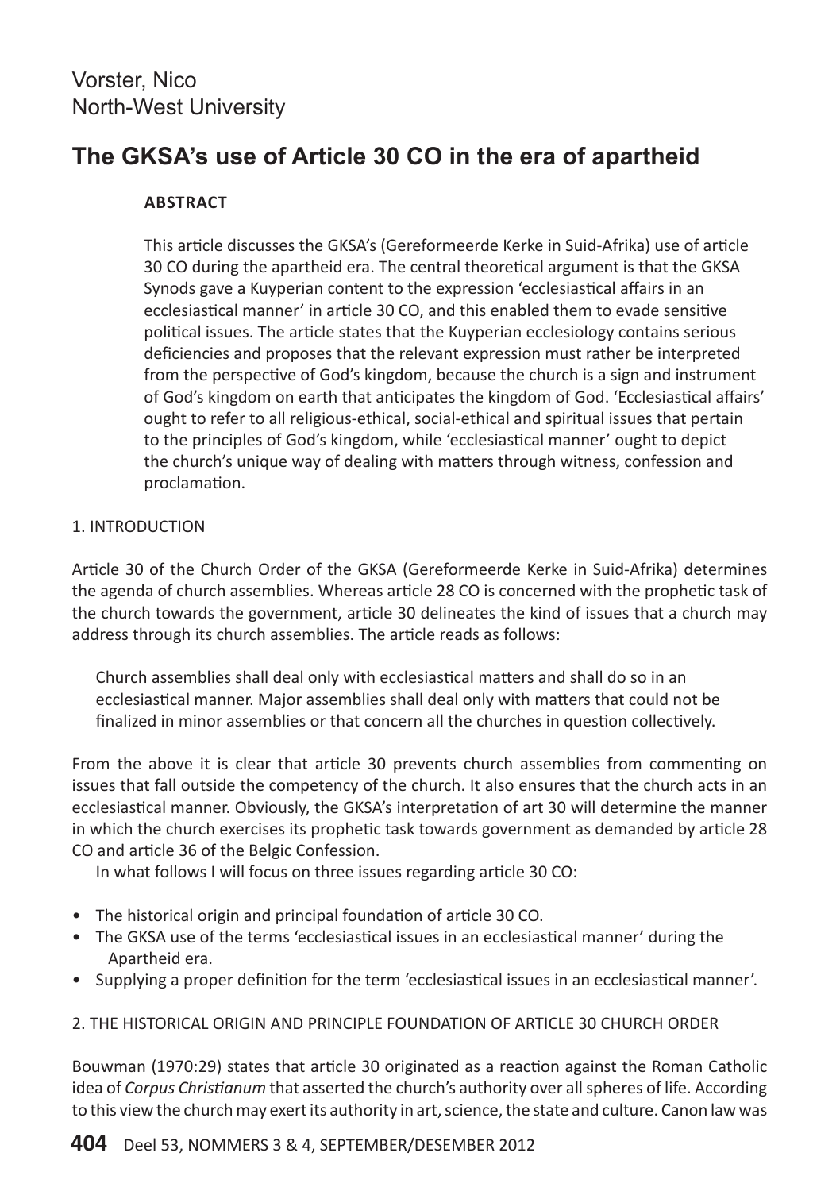Vorster, Nico
North-West University

# The GKSA's use of Article 30 CO in the era of apartheid

**ABSTRACT**

This article discusses the GKSA's (Gereformeerde Kerke in Suid-Afrika) use of article 30 CO during the apartheid era. The central theoretical argument is that the GKSA Synods gave a Kuyperian content to the expression 'ecclesiastical affairs in an ecclesiastical manner' in article 30 CO, and this enabled them to evade sensitive political issues. The article states that the Kuyperian ecclesiology contains serious deficiencies and proposes that the relevant expression must rather be interpreted from the perspective of God's kingdom, because the church is a sign and instrument of God's kingdom on earth that anticipates the kingdom of God. 'Ecclesiastical affairs' ought to refer to all religious-ethical, social-ethical and spiritual issues that pertain to the principles of God's kingdom, while 'ecclesiastical manner' ought to depict the church's unique way of dealing with matters through witness, confession and proclamation.

## 1. INTRODUCTION

Article 30 of the Church Order of the GKSA (Gereformeerde Kerke in Suid-Afrika) determines the agenda of church assemblies. Whereas article 28 CO is concerned with the prophetic task of the church towards the government, article 30 delineates the kind of issues that a church may address through its church assemblies. The article reads as follows:

> Church assemblies shall deal only with ecclesiastical matters and shall do so in an ecclesiastical manner. Major assemblies shall deal only with matters that could not be finalized in minor assemblies or that concern all the churches in question collectively.

From the above it is clear that article 30 prevents church assemblies from commenting on issues that fall outside the competency of the church. It also ensures that the church acts in an ecclesiastical manner. Obviously, the GKSA's interpretation of art 30 will determine the manner in which the church exercises its prophetic task towards government as demanded by article 28 CO and article 36 of the Belgic Confession.

In what follows I will focus on three issues regarding article 30 CO:

- The historical origin and principal foundation of article 30 CO.
- The GKSA use of the terms 'ecclesiastical issues in an ecclesiastical manner' during the Apartheid era.
- Supplying a proper definition for the term 'ecclesiastical issues in an ecclesiastical manner'.

## 2. THE HISTORICAL ORIGIN AND PRINCIPLE FOUNDATION OF ARTICLE 30 CHURCH ORDER

Bouwman (1970:29) states that article 30 originated as a reaction against the Roman Catholic idea of *Corpus Christianum* that asserted the church's authority over all spheres of life. According to this view the church may exert its authority in art, science, the state and culture. Canon law was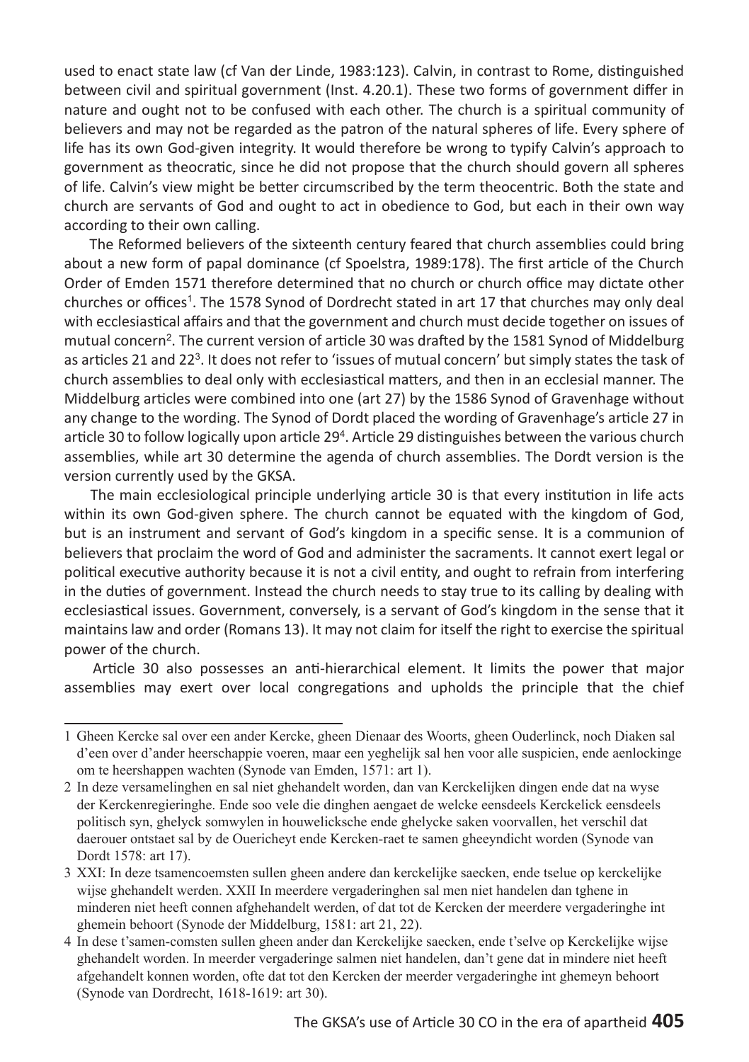used to enact state law (cf Van der Linde, 1983:123). Calvin, in contrast to Rome, distinguished between civil and spiritual government (Inst. 4.20.1). These two forms of government differ in nature and ought not to be confused with each other. The church is a spiritual community of believers and may not be regarded as the patron of the natural spheres of life. Every sphere of life has its own God-given integrity. It would therefore be wrong to typify Calvin's approach to government as theocratic, since he did not propose that the church should govern all spheres of life. Calvin's view might be better circumscribed by the term theocentric. Both the state and church are servants of God and ought to act in obedience to God, but each in their own way according to their own calling.

The Reformed believers of the sixteenth century feared that church assemblies could bring about a new form of papal dominance (cf Spoelstra, 1989:178). The first article of the Church Order of Emden 1571 therefore determined that no church or church office may dictate other churches or offices[1]. The 1578 Synod of Dordrecht stated in art 17 that churches may only deal with ecclesiastical affairs and that the government and church must decide together on issues of mutual concern[2]. The current version of article 30 was drafted by the 1581 Synod of Middelburg as articles 21 and 22[3]. It does not refer to 'issues of mutual concern' but simply states the task of church assemblies to deal only with ecclesiastical matters, and then in an ecclesial manner. The Middelburg articles were combined into one (art 27) by the 1586 Synod of Gravenhage without any change to the wording. The Synod of Dordt placed the wording of Gravenhage's article 27 in article 30 to follow logically upon article 29[4]. Article 29 distinguishes between the various church assemblies, while art 30 determine the agenda of church assemblies. The Dordt version is the version currently used by the GKSA.

The main ecclesiological principle underlying article 30 is that every institution in life acts within its own God-given sphere. The church cannot be equated with the kingdom of God, but is an instrument and servant of God's kingdom in a specific sense. It is a communion of believers that proclaim the word of God and administer the sacraments. It cannot exert legal or political executive authority because it is not a civil entity, and ought to refrain from interfering in the duties of government. Instead the church needs to stay true to its calling by dealing with ecclesiastical issues. Government, conversely, is a servant of God's kingdom in the sense that it maintains law and order (Romans 13). It may not claim for itself the right to exercise the spiritual power of the church.

Article 30 also possesses an anti-hierarchical element. It limits the power that major assemblies may exert over local congregations and upholds the principle that the chief

---

1 Gheen Kercke sal over een ander Kercke, gheen Dienaar des Woorts, gheen Ouderlinck, noch Diaken sal d'een over d'ander heerschappie voeren, maar een yeghelijk sal hen voor alle suspicien, ende aenlockinge om te heershappen wachten (Synode van Emden, 1571: art 1).

2 In deze versamelinghen en sal niet ghehandelt worden, dan van Kerckelijken dingen ende dat na wyse der Kerckenregieringhe. Ende soo vele die dinghen aengaet de welcke eensdeels Kerckelick eensdeels politisch syn, ghelyck somwylen in houwelicksche ende ghelycke saken voorvallen, het verschil dat daerouer ontstaet sal by de Ouericheyt ende Kercken-raet te samen gheeyndicht worden (Synode van Dordt 1578: art 17).

3 XXI: In deze tsamencoemsten sullen gheen andere dan kerckelijke saecken, ende tselue op kerckelijke wijse ghehandelt werden. XXII In meerdere vergaderinghen sal men niet handelen dan tghene in minderen niet heeft connen afghehandelt werden, of dat tot de Kercken der meerdere vergaderinghe int ghemein behoort (Synode der Middelburg, 1581: art 21, 22).

4 In dese t'samen-comsten sullen gheen ander dan Kerckelijke saecken, ende t'selve op Kerckelijke wijse ghehandelt worden. In meerder vergaderinge salmen niet handelen, dan't gene dat in mindere niet heeft afgehandelt konnen worden, ofte dat tot den Kercken der meerder vergaderinghe int ghemeyn behoort (Synode van Dordrecht, 1618-1619: art 30).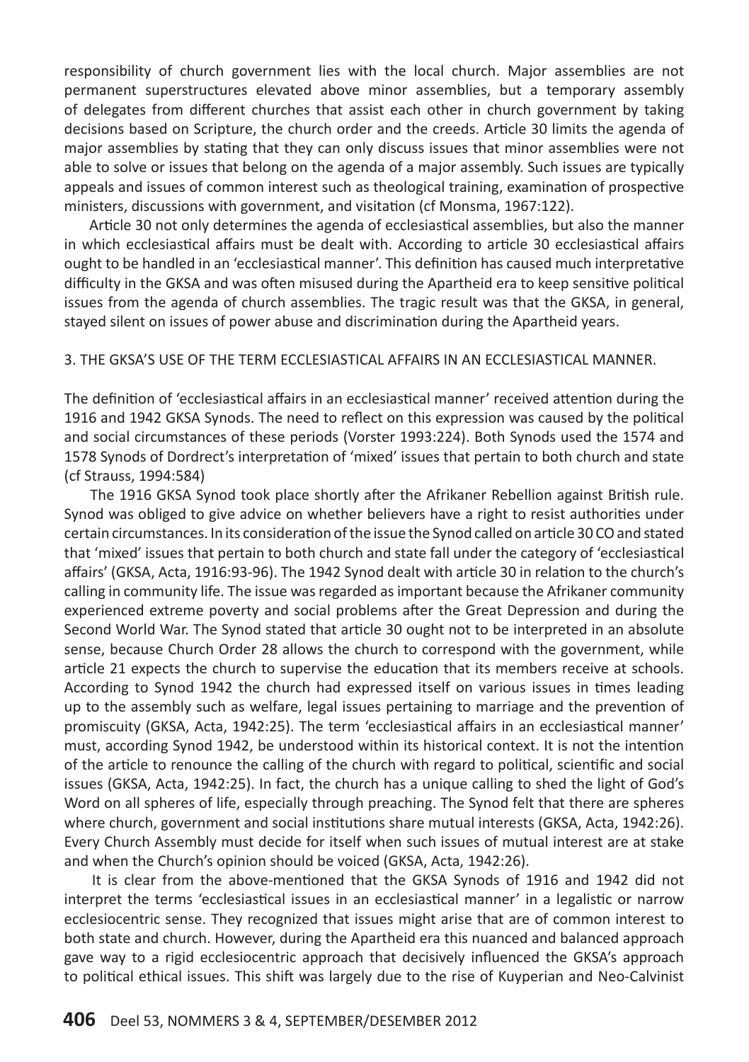responsibility of church government lies with the local church. Major assemblies are not permanent superstructures elevated above minor assemblies, but a temporary assembly of delegates from different churches that assist each other in church government by taking decisions based on Scripture, the church order and the creeds. Article 30 limits the agenda of major assemblies by stating that they can only discuss issues that minor assemblies were not able to solve or issues that belong on the agenda of a major assembly. Such issues are typically appeals and issues of common interest such as theological training, examination of prospective ministers, discussions with government, and visitation (cf Monsma, 1967:122).

Article 30 not only determines the agenda of ecclesiastical assemblies, but also the manner in which ecclesiastical affairs must be dealt with. According to article 30 ecclesiastical affairs ought to be handled in an 'ecclesiastical manner'. This definition has caused much interpretative difficulty in the GKSA and was often misused during the Apartheid era to keep sensitive political issues from the agenda of church assemblies. The tragic result was that the GKSA, in general, stayed silent on issues of power abuse and discrimination during the Apartheid years.

## 3. THE GKSA'S USE OF THE TERM ECCLESIASTICAL AFFAIRS IN AN ECCLESIASTICAL MANNER.

The definition of 'ecclesiastical affairs in an ecclesiastical manner' received attention during the 1916 and 1942 GKSA Synods. The need to reflect on this expression was caused by the political and social circumstances of these periods (Vorster 1993:224). Both Synods used the 1574 and 1578 Synods of Dordrect's interpretation of 'mixed' issues that pertain to both church and state (cf Strauss, 1994:584)

The 1916 GKSA Synod took place shortly after the Afrikaner Rebellion against British rule. Synod was obliged to give advice on whether believers have a right to resist authorities under certain circumstances. In its consideration of the issue the Synod called on article 30 CO and stated that 'mixed' issues that pertain to both church and state fall under the category of 'ecclesiastical affairs' (GKSA, Acta, 1916:93-96). The 1942 Synod dealt with article 30 in relation to the church's calling in community life. The issue was regarded as important because the Afrikaner community experienced extreme poverty and social problems after the Great Depression and during the Second World War. The Synod stated that article 30 ought not to be interpreted in an absolute sense, because Church Order 28 allows the church to correspond with the government, while article 21 expects the church to supervise the education that its members receive at schools. According to Synod 1942 the church had expressed itself on various issues in times leading up to the assembly such as welfare, legal issues pertaining to marriage and the prevention of promiscuity (GKSA, Acta, 1942:25). The term 'ecclesiastical affairs in an ecclesiastical manner' must, according Synod 1942, be understood within its historical context. It is not the intention of the article to renounce the calling of the church with regard to political, scientific and social issues (GKSA, Acta, 1942:25). In fact, the church has a unique calling to shed the light of God's Word on all spheres of life, especially through preaching. The Synod felt that there are spheres where church, government and social institutions share mutual interests (GKSA, Acta, 1942:26). Every Church Assembly must decide for itself when such issues of mutual interest are at stake and when the Church's opinion should be voiced (GKSA, Acta, 1942:26).

It is clear from the above-mentioned that the GKSA Synods of 1916 and 1942 did not interpret the terms 'ecclesiastical issues in an ecclesiastical manner' in a legalistic or narrow ecclesiocentric sense. They recognized that issues might arise that are of common interest to both state and church. However, during the Apartheid era this nuanced and balanced approach gave way to a rigid ecclesiocentric approach that decisively influenced the GKSA's approach to political ethical issues. This shift was largely due to the rise of Kuyperian and Neo-Calvinist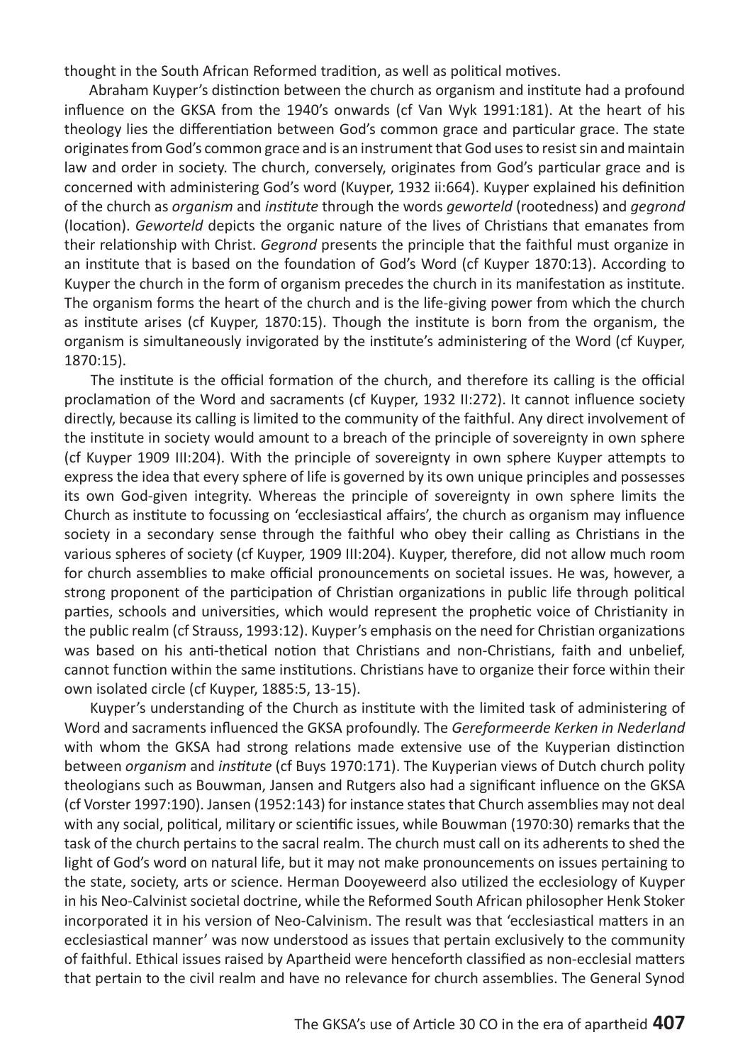thought in the South African Reformed tradition, as well as political motives.

Abraham Kuyper's distinction between the church as organism and institute had a profound influence on the GKSA from the 1940's onwards (cf Van Wyk 1991:181). At the heart of his theology lies the differentiation between God's common grace and particular grace. The state originates from God's common grace and is an instrument that God uses to resist sin and maintain law and order in society. The church, conversely, originates from God's particular grace and is concerned with administering God's word (Kuyper, 1932 ii:664). Kuyper explained his definition of the church as *organism* and *institute* through the words *geworteld* (rootedness) and *gegrond* (location). *Geworteld* depicts the organic nature of the lives of Christians that emanates from their relationship with Christ. *Gegrond* presents the principle that the faithful must organize in an institute that is based on the foundation of God's Word (cf Kuyper 1870:13). According to Kuyper the church in the form of organism precedes the church in its manifestation as institute. The organism forms the heart of the church and is the life-giving power from which the church as institute arises (cf Kuyper, 1870:15). Though the institute is born from the organism, the organism is simultaneously invigorated by the institute's administering of the Word (cf Kuyper, 1870:15).

The institute is the official formation of the church, and therefore its calling is the official proclamation of the Word and sacraments (cf Kuyper, 1932 II:272). It cannot influence society directly, because its calling is limited to the community of the faithful. Any direct involvement of the institute in society would amount to a breach of the principle of sovereignty in own sphere (cf Kuyper 1909 III:204). With the principle of sovereignty in own sphere Kuyper attempts to express the idea that every sphere of life is governed by its own unique principles and possesses its own God-given integrity. Whereas the principle of sovereignty in own sphere limits the Church as institute to focussing on 'ecclesiastical affairs', the church as organism may influence society in a secondary sense through the faithful who obey their calling as Christians in the various spheres of society (cf Kuyper, 1909 III:204). Kuyper, therefore, did not allow much room for church assemblies to make official pronouncements on societal issues. He was, however, a strong proponent of the participation of Christian organizations in public life through political parties, schools and universities, which would represent the prophetic voice of Christianity in the public realm (cf Strauss, 1993:12). Kuyper's emphasis on the need for Christian organizations was based on his anti-thetical notion that Christians and non-Christians, faith and unbelief, cannot function within the same institutions. Christians have to organize their force within their own isolated circle (cf Kuyper, 1885:5, 13-15).

Kuyper's understanding of the Church as institute with the limited task of administering of Word and sacraments influenced the GKSA profoundly. The *Gereformeerde Kerken in Nederland* with whom the GKSA had strong relations made extensive use of the Kuyperian distinction between *organism* and *institute* (cf Buys 1970:171). The Kuyperian views of Dutch church polity theologians such as Bouwman, Jansen and Rutgers also had a significant influence on the GKSA (cf Vorster 1997:190). Jansen (1952:143) for instance states that Church assemblies may not deal with any social, political, military or scientific issues, while Bouwman (1970:30) remarks that the task of the church pertains to the sacral realm. The church must call on its adherents to shed the light of God's word on natural life, but it may not make pronouncements on issues pertaining to the state, society, arts or science. Herman Dooyeweerd also utilized the ecclesiology of Kuyper in his Neo-Calvinist societal doctrine, while the Reformed South African philosopher Henk Stoker incorporated it in his version of Neo-Calvinism. The result was that 'ecclesiastical matters in an ecclesiastical manner' was now understood as issues that pertain exclusively to the community of faithful. Ethical issues raised by Apartheid were henceforth classified as non-ecclesial matters that pertain to the civil realm and have no relevance for church assemblies. The General Synod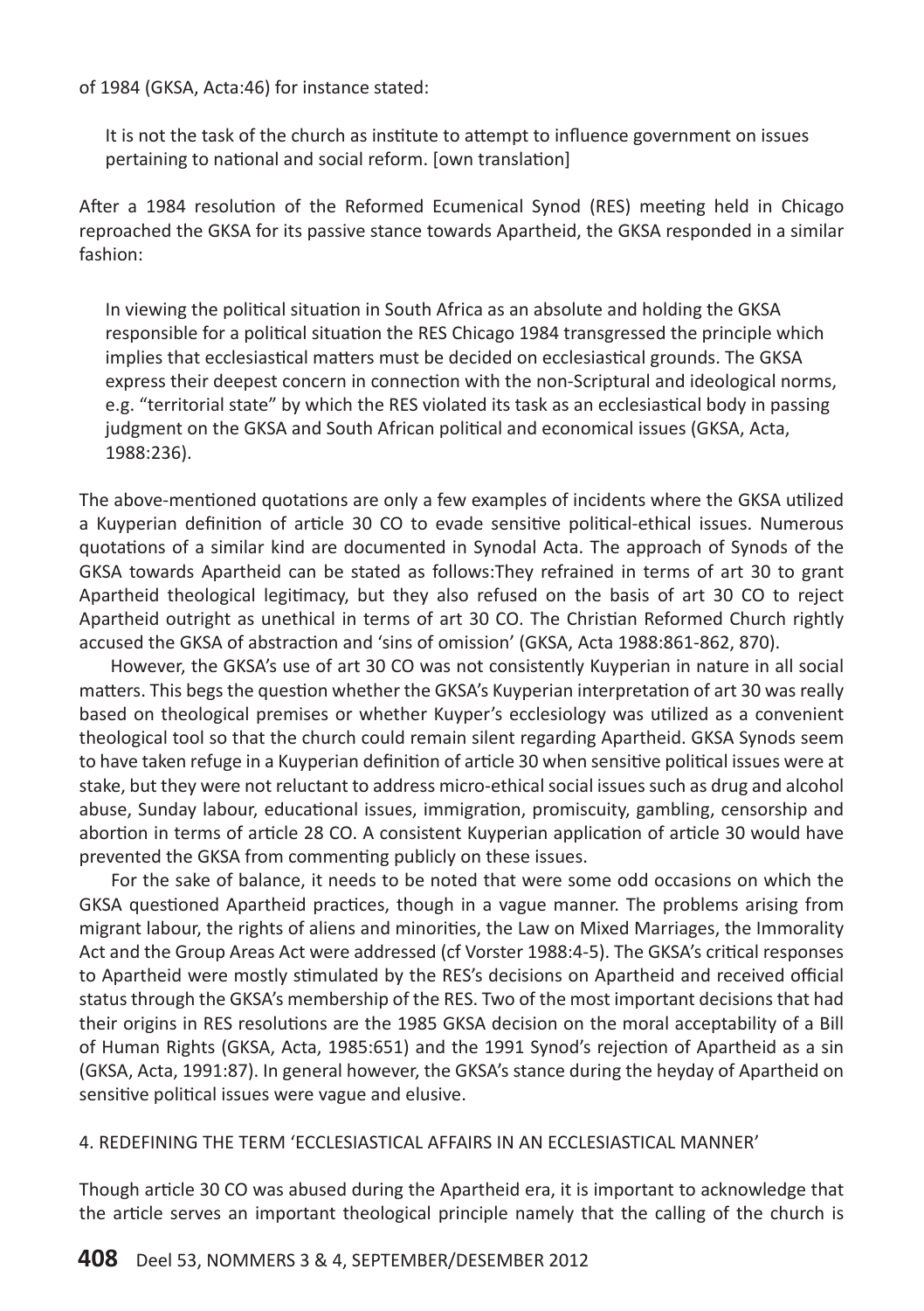of 1984 (GKSA, Acta:46) for instance stated:

> It is not the task of the church as institute to attempt to influence government on issues pertaining to national and social reform. [own translation]

After a 1984 resolution of the Reformed Ecumenical Synod (RES) meeting held in Chicago reproached the GKSA for its passive stance towards Apartheid, the GKSA responded in a similar fashion:

> In viewing the political situation in South Africa as an absolute and holding the GKSA responsible for a political situation the RES Chicago 1984 transgressed the principle which implies that ecclesiastical matters must be decided on ecclesiastical grounds. The GKSA express their deepest concern in connection with the non-Scriptural and ideological norms, e.g. "territorial state" by which the RES violated its task as an ecclesiastical body in passing judgment on the GKSA and South African political and economical issues (GKSA, Acta, 1988:236).

The above-mentioned quotations are only a few examples of incidents where the GKSA utilized a Kuyperian definition of article 30 CO to evade sensitive political-ethical issues. Numerous quotations of a similar kind are documented in Synodal Acta. The approach of Synods of the GKSA towards Apartheid can be stated as follows:They refrained in terms of art 30 to grant Apartheid theological legitimacy, but they also refused on the basis of art 30 CO to reject Apartheid outright as unethical in terms of art 30 CO. The Christian Reformed Church rightly accused the GKSA of abstraction and 'sins of omission' (GKSA, Acta 1988:861-862, 870).

However, the GKSA's use of art 30 CO was not consistently Kuyperian in nature in all social matters. This begs the question whether the GKSA's Kuyperian interpretation of art 30 was really based on theological premises or whether Kuyper's ecclesiology was utilized as a convenient theological tool so that the church could remain silent regarding Apartheid. GKSA Synods seem to have taken refuge in a Kuyperian definition of article 30 when sensitive political issues were at stake, but they were not reluctant to address micro-ethical social issues such as drug and alcohol abuse, Sunday labour, educational issues, immigration, promiscuity, gambling, censorship and abortion in terms of article 28 CO. A consistent Kuyperian application of article 30 would have prevented the GKSA from commenting publicly on these issues.

For the sake of balance, it needs to be noted that were some odd occasions on which the GKSA questioned Apartheid practices, though in a vague manner. The problems arising from migrant labour, the rights of aliens and minorities, the Law on Mixed Marriages, the Immorality Act and the Group Areas Act were addressed (cf Vorster 1988:4-5). The GKSA's critical responses to Apartheid were mostly stimulated by the RES's decisions on Apartheid and received official status through the GKSA's membership of the RES. Two of the most important decisions that had their origins in RES resolutions are the 1985 GKSA decision on the moral acceptability of a Bill of Human Rights (GKSA, Acta, 1985:651) and the 1991 Synod's rejection of Apartheid as a sin (GKSA, Acta, 1991:87). In general however, the GKSA's stance during the heyday of Apartheid on sensitive political issues were vague and elusive.

## 4. REDEFINING THE TERM 'ECCLESIASTICAL AFFAIRS IN AN ECCLESIASTICAL MANNER'

Though article 30 CO was abused during the Apartheid era, it is important to acknowledge that the article serves an important theological principle namely that the calling of the church is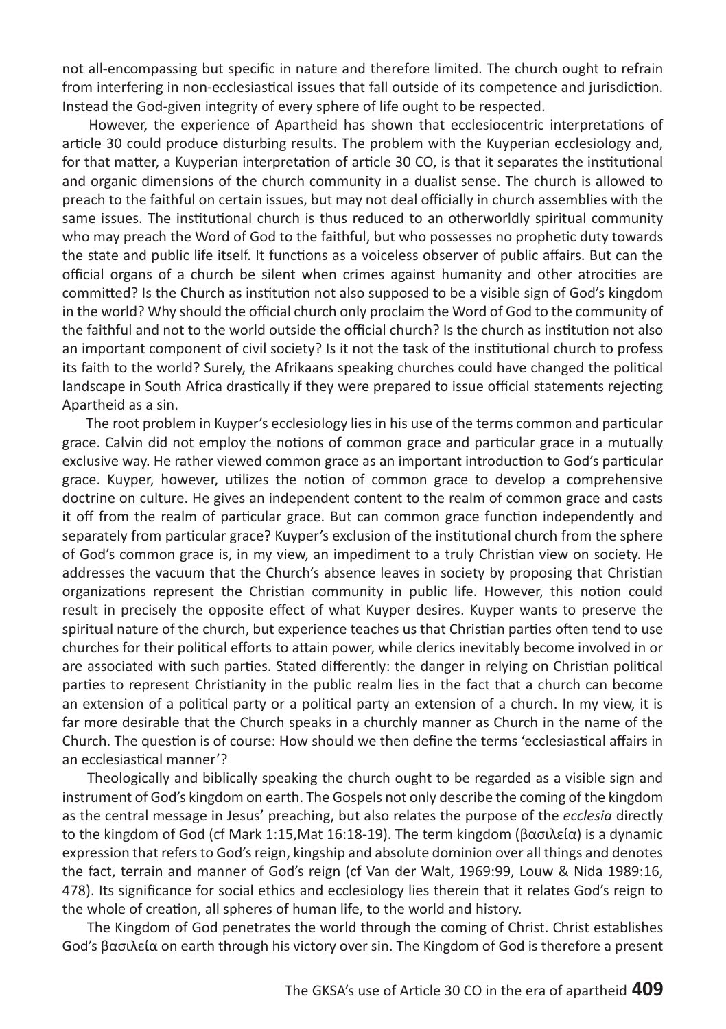not all-encompassing but specific in nature and therefore limited. The church ought to refrain from interfering in non-ecclesiastical issues that fall outside of its competence and jurisdiction. Instead the God-given integrity of every sphere of life ought to be respected.

However, the experience of Apartheid has shown that ecclesiocentric interpretations of article 30 could produce disturbing results. The problem with the Kuyperian ecclesiology and, for that matter, a Kuyperian interpretation of article 30 CO, is that it separates the institutional and organic dimensions of the church community in a dualist sense. The church is allowed to preach to the faithful on certain issues, but may not deal officially in church assemblies with the same issues. The institutional church is thus reduced to an otherworldly spiritual community who may preach the Word of God to the faithful, but who possesses no prophetic duty towards the state and public life itself. It functions as a voiceless observer of public affairs. But can the official organs of a church be silent when crimes against humanity and other atrocities are committed? Is the Church as institution not also supposed to be a visible sign of God's kingdom in the world? Why should the official church only proclaim the Word of God to the community of the faithful and not to the world outside the official church? Is the church as institution not also an important component of civil society? Is it not the task of the institutional church to profess its faith to the world? Surely, the Afrikaans speaking churches could have changed the political landscape in South Africa drastically if they were prepared to issue official statements rejecting Apartheid as a sin.

The root problem in Kuyper's ecclesiology lies in his use of the terms common and particular grace. Calvin did not employ the notions of common grace and particular grace in a mutually exclusive way. He rather viewed common grace as an important introduction to God's particular grace. Kuyper, however, utilizes the notion of common grace to develop a comprehensive doctrine on culture. He gives an independent content to the realm of common grace and casts it off from the realm of particular grace. But can common grace function independently and separately from particular grace? Kuyper's exclusion of the institutional church from the sphere of God's common grace is, in my view, an impediment to a truly Christian view on society. He addresses the vacuum that the Church's absence leaves in society by proposing that Christian organizations represent the Christian community in public life. However, this notion could result in precisely the opposite effect of what Kuyper desires. Kuyper wants to preserve the spiritual nature of the church, but experience teaches us that Christian parties often tend to use churches for their political efforts to attain power, while clerics inevitably become involved in or are associated with such parties. Stated differently: the danger in relying on Christian political parties to represent Christianity in the public realm lies in the fact that a church can become an extension of a political party or a political party an extension of a church. In my view, it is far more desirable that the Church speaks in a churchly manner as Church in the name of the Church. The question is of course: How should we then define the terms 'ecclesiastical affairs in an ecclesiastical manner'?

Theologically and biblically speaking the church ought to be regarded as a visible sign and instrument of God's kingdom on earth. The Gospels not only describe the coming of the kingdom as the central message in Jesus' preaching, but also relates the purpose of the *ecclesia* directly to the kingdom of God (cf Mark 1:15,Mat 16:18-19). The term kingdom (βασιλεία) is a dynamic expression that refers to God's reign, kingship and absolute dominion over all things and denotes the fact, terrain and manner of God's reign (cf Van der Walt, 1969:99, Louw & Nida 1989:16, 478). Its significance for social ethics and ecclesiology lies therein that it relates God's reign to the whole of creation, all spheres of human life, to the world and history.

The Kingdom of God penetrates the world through the coming of Christ. Christ establishes God's βασιλεία on earth through his victory over sin. The Kingdom of God is therefore a present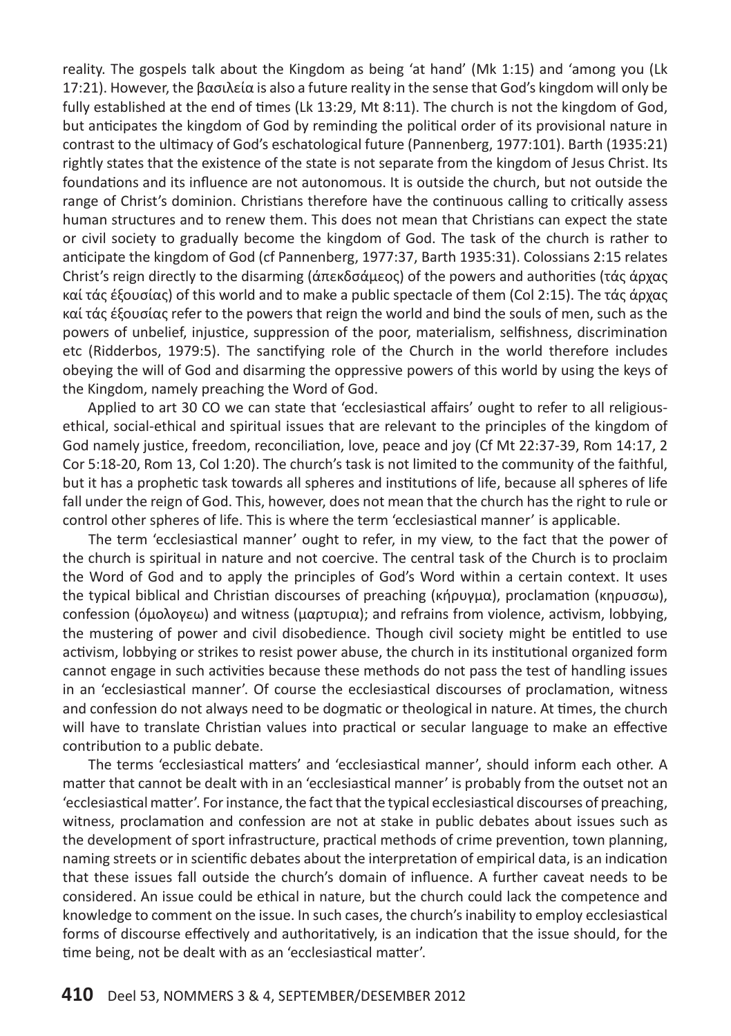reality. The gospels talk about the Kingdom as being 'at hand' (Mk 1:15) and 'among you (Lk 17:21). However, the βασιλεία is also a future reality in the sense that God's kingdom will only be fully established at the end of times (Lk 13:29, Mt 8:11). The church is not the kingdom of God, but anticipates the kingdom of God by reminding the political order of its provisional nature in contrast to the ultimacy of God's eschatological future (Pannenberg, 1977:101). Barth (1935:21) rightly states that the existence of the state is not separate from the kingdom of Jesus Christ. Its foundations and its influence are not autonomous. It is outside the church, but not outside the range of Christ's dominion. Christians therefore have the continuous calling to critically assess human structures and to renew them. This does not mean that Christians can expect the state or civil society to gradually become the kingdom of God. The task of the church is rather to anticipate the kingdom of God (cf Pannenberg, 1977:37, Barth 1935:31). Colossians 2:15 relates Christ's reign directly to the disarming (άπεκδσάμεος) of the powers and authorities (τάς άρχας καί τάς έξουσίας) of this world and to make a public spectacle of them (Col 2:15). The τάς άρχας καί τάς έξουσίας refer to the powers that reign the world and bind the souls of men, such as the powers of unbelief, injustice, suppression of the poor, materialism, selfishness, discrimination etc (Ridderbos, 1979:5). The sanctifying role of the Church in the world therefore includes obeying the will of God and disarming the oppressive powers of this world by using the keys of the Kingdom, namely preaching the Word of God.

Applied to art 30 CO we can state that 'ecclesiastical affairs' ought to refer to all religious-ethical, social-ethical and spiritual issues that are relevant to the principles of the kingdom of God namely justice, freedom, reconciliation, love, peace and joy (Cf Mt 22:37-39, Rom 14:17, 2 Cor 5:18-20, Rom 13, Col 1:20). The church's task is not limited to the community of the faithful, but it has a prophetic task towards all spheres and institutions of life, because all spheres of life fall under the reign of God. This, however, does not mean that the church has the right to rule or control other spheres of life. This is where the term 'ecclesiastical manner' is applicable.

The term 'ecclesiastical manner' ought to refer, in my view, to the fact that the power of the church is spiritual in nature and not coercive. The central task of the Church is to proclaim the Word of God and to apply the principles of God's Word within a certain context. It uses the typical biblical and Christian discourses of preaching (κήρυγμα), proclamation (κηρυσσω), confession (όμολογεω) and witness (μαρτυρια); and refrains from violence, activism, lobbying, the mustering of power and civil disobedience. Though civil society might be entitled to use activism, lobbying or strikes to resist power abuse, the church in its institutional organized form cannot engage in such activities because these methods do not pass the test of handling issues in an 'ecclesiastical manner'. Of course the ecclesiastical discourses of proclamation, witness and confession do not always need to be dogmatic or theological in nature. At times, the church will have to translate Christian values into practical or secular language to make an effective contribution to a public debate.

The terms 'ecclesiastical matters' and 'ecclesiastical manner', should inform each other. A matter that cannot be dealt with in an 'ecclesiastical manner' is probably from the outset not an 'ecclesiastical matter'. For instance, the fact that the typical ecclesiastical discourses of preaching, witness, proclamation and confession are not at stake in public debates about issues such as the development of sport infrastructure, practical methods of crime prevention, town planning, naming streets or in scientific debates about the interpretation of empirical data, is an indication that these issues fall outside the church's domain of influence. A further caveat needs to be considered. An issue could be ethical in nature, but the church could lack the competence and knowledge to comment on the issue. In such cases, the church's inability to employ ecclesiastical forms of discourse effectively and authoritatively, is an indication that the issue should, for the time being, not be dealt with as an 'ecclesiastical matter'.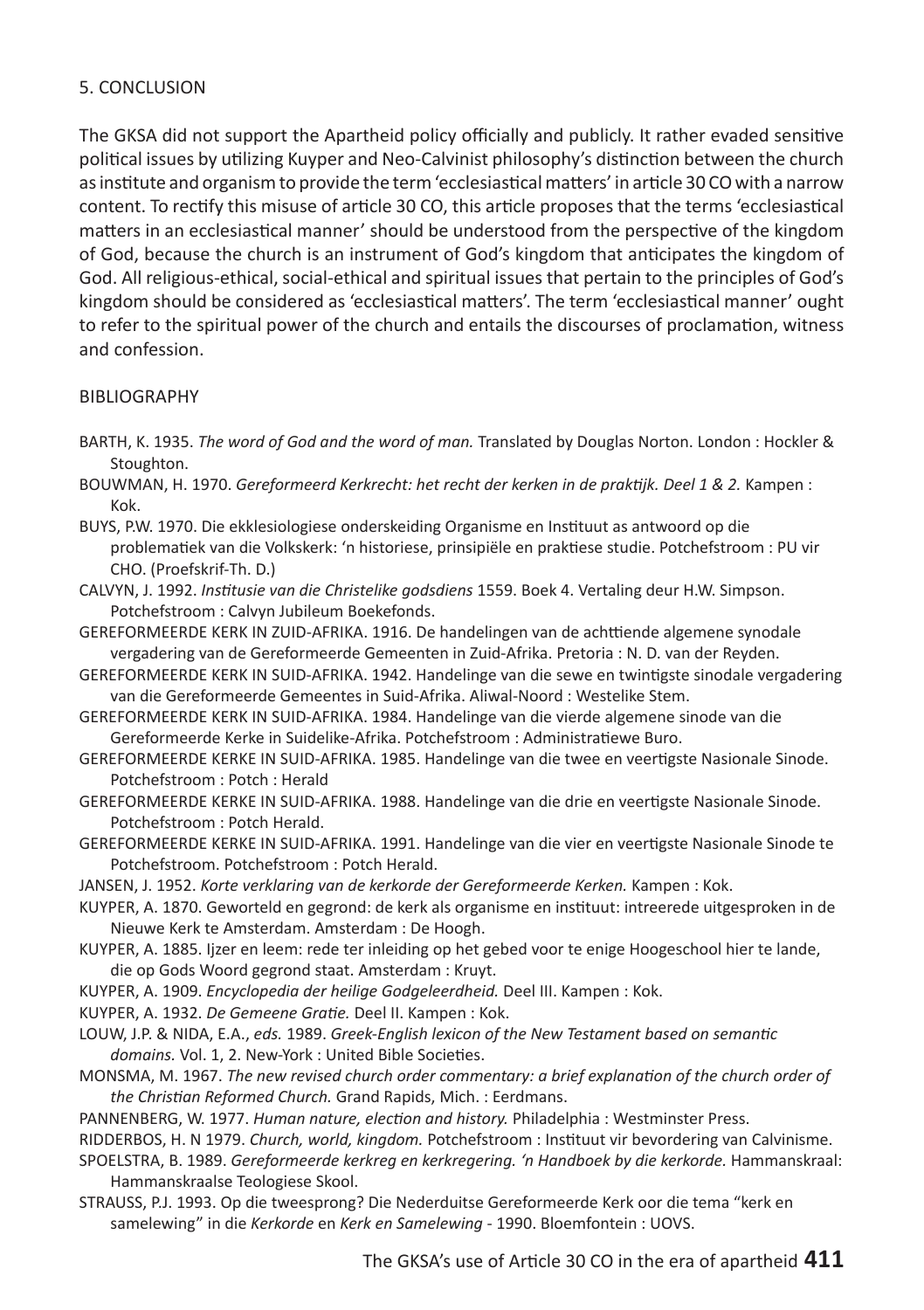## 5. CONCLUSION

The GKSA did not support the Apartheid policy officially and publicly. It rather evaded sensitive political issues by utilizing Kuyper and Neo-Calvinist philosophy's distinction between the church as institute and organism to provide the term 'ecclesiastical matters' in article 30 CO with a narrow content. To rectify this misuse of article 30 CO, this article proposes that the terms 'ecclesiastical matters in an ecclesiastical manner' should be understood from the perspective of the kingdom of God, because the church is an instrument of God's kingdom that anticipates the kingdom of God. All religious-ethical, social-ethical and spiritual issues that pertain to the principles of God's kingdom should be considered as 'ecclesiastical matters'. The term 'ecclesiastical manner' ought to refer to the spiritual power of the church and entails the discourses of proclamation, witness and confession.

## BIBLIOGRAPHY

BARTH, K. 1935. *The word of God and the word of man.* Translated by Douglas Norton. London : Hockler & Stoughton.

BOUWMAN, H. 1970. *Gereformeerd Kerkrecht: het recht der kerken in de praktijk. Deel 1 & 2.* Kampen : Kok.

BUYS, P.W. 1970. Die ekklesiologiese onderskeiding Organisme en Instituut as antwoord op die problematiek van die Volkskerk: 'n historiese, prinsipiële en praktiese studie. Potchefstroom : PU vir CHO. (Proefskrif-Th. D.)

CALVYN, J. 1992. *Institusie van die Christelike godsdiens* 1559. Boek 4. Vertaling deur H.W. Simpson. Potchefstroom : Calvyn Jubileum Boekefonds.

GEREFORMEERDE KERK IN ZUID-AFRIKA. 1916. De handelingen van de achttiende algemene synodale vergadering van de Gereformeerde Gemeenten in Zuid-Afrika. Pretoria : N. D. van der Reyden.

GEREFORMEERDE KERK IN SUID-AFRIKA. 1942. Handelinge van die sewe en twintigste sinodale vergadering van die Gereformeerde Gemeentes in Suid-Afrika. Aliwal-Noord : Westelike Stem.

GEREFORMEERDE KERK IN SUID-AFRIKA. 1984. Handelinge van die vierde algemene sinode van die Gereformeerde Kerke in Suidelike-Afrika. Potchefstroom : Administratiewe Buro.

GEREFORMEERDE KERKE IN SUID-AFRIKA. 1985. Handelinge van die twee en veertigste Nasionale Sinode. Potchefstroom : Potch : Herald

GEREFORMEERDE KERKE IN SUID-AFRIKA. 1988. Handelinge van die drie en veertigste Nasionale Sinode. Potchefstroom : Potch Herald.

GEREFORMEERDE KERKE IN SUID-AFRIKA. 1991. Handelinge van die vier en veertigste Nasionale Sinode te Potchefstroom. Potchefstroom : Potch Herald.

JANSEN, J. 1952. *Korte verklaring van de kerkorde der Gereformeerde Kerken.* Kampen : Kok.

KUYPER, A. 1870. Geworteld en gegrond: de kerk als organisme en instituut: intreerede uitgesproken in de Nieuwe Kerk te Amsterdam. Amsterdam : De Hoogh.

KUYPER, A. 1885. Ijzer en leem: rede ter inleiding op het gebed voor te enige Hoogeschool hier te lande, die op Gods Woord gegrond staat. Amsterdam : Kruyt.

KUYPER, A. 1909. *Encyclopedia der heilige Godgeleerdheid.* Deel III. Kampen : Kok.

KUYPER, A. 1932. *De Gemeene Gratie.* Deel II. Kampen : Kok.

LOUW, J.P. & NIDA, E.A., *eds.* 1989. *Greek-English lexicon of the New Testament based on semantic domains.* Vol. 1, 2. New-York : United Bible Societies.

MONSMA, M. 1967. *The new revised church order commentary: a brief explanation of the church order of the Christian Reformed Church.* Grand Rapids, Mich. : Eerdmans.

PANNENBERG, W. 1977. *Human nature, election and history.* Philadelphia : Westminster Press.

RIDDERBOS, H. N 1979. *Church, world, kingdom.* Potchefstroom : Instituut vir bevordering van Calvinisme.

SPOELSTRA, B. 1989. *Gereformeerde kerkreg en kerkregering. 'n Handboek by die kerkorde.* Hammanskraal: Hammanskraalse Teologiese Skool.

STRAUSS, P.J. 1993. Op die tweesprong? Die Nederduitse Gereformeerde Kerk oor die tema "kerk en samelewing" in die *Kerkorde* en *Kerk en Samelewing* - 1990. Bloemfontein : UOVS.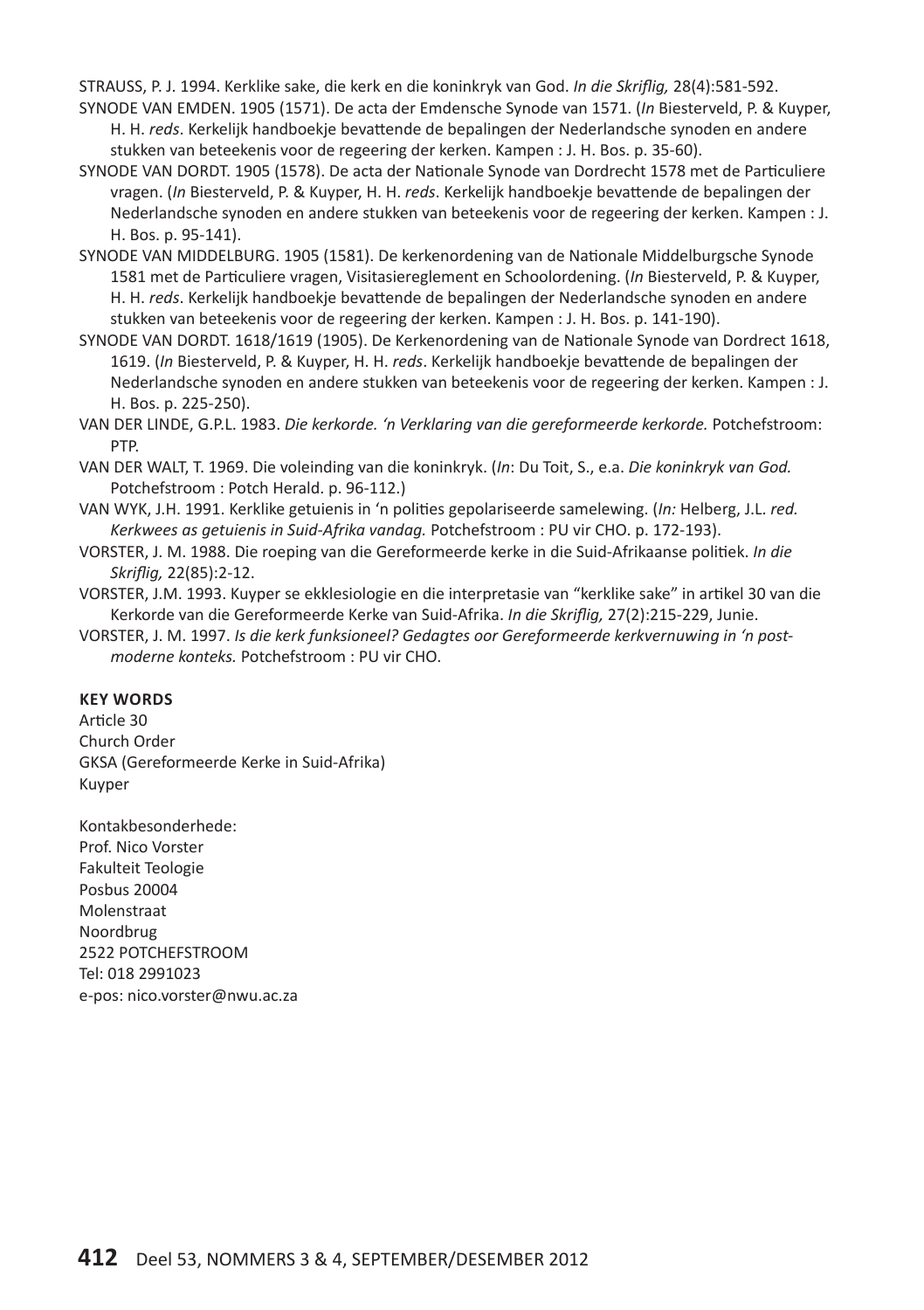STRAUSS, P. J. 1994. Kerklike sake, die kerk en die koninkryk van God. *In die Skriflig,* 28(4):581-592.

SYNODE VAN EMDEN. 1905 (1571). De acta der Emdensche Synode van 1571. (*In* Biesterveld, P. & Kuyper, H. H. *reds*. Kerkelijk handboekje bevattende de bepalingen der Nederlandsche synoden en andere stukken van beteekenis voor de regeering der kerken. Kampen : J. H. Bos. p. 35-60).

SYNODE VAN DORDT. 1905 (1578). De acta der Nationale Synode van Dordrecht 1578 met de Particuliere vragen. (*In* Biesterveld, P. & Kuyper, H. H. *reds*. Kerkelijk handboekje bevattende de bepalingen der Nederlandsche synoden en andere stukken van beteekenis voor de regeering der kerken. Kampen : J. H. Bos. p. 95-141).

SYNODE VAN MIDDELBURG. 1905 (1581). De kerkenordening van de Nationale Middelburgsche Synode 1581 met de Particuliere vragen, Visitasiereglement en Schoolordening. (*In* Biesterveld, P. & Kuyper, H. H. *reds*. Kerkelijk handboekje bevattende de bepalingen der Nederlandsche synoden en andere stukken van beteekenis voor de regeering der kerken. Kampen : J. H. Bos. p. 141-190).

SYNODE VAN DORDT. 1618/1619 (1905). De Kerkenordening van de Nationale Synode van Dordrect 1618, 1619. (*In* Biesterveld, P. & Kuyper, H. H. *reds*. Kerkelijk handboekje bevattende de bepalingen der Nederlandsche synoden en andere stukken van beteekenis voor de regeering der kerken. Kampen : J. H. Bos. p. 225-250).

VAN DER LINDE, G.P.L. 1983. *Die kerkorde. 'n Verklaring van die gereformeerde kerkorde.* Potchefstroom: PTP.

VAN DER WALT, T. 1969. Die voleinding van die koninkryk. (*In*: Du Toit, S., e.a. *Die koninkryk van God.* Potchefstroom : Potch Herald. p. 96-112.)

VAN WYK, J.H. 1991. Kerklike getuienis in 'n polities gepolariseerde samelewing. (*In:* Helberg, J.L. *red. Kerkwees as getuienis in Suid-Afrika vandag.* Potchefstroom : PU vir CHO. p. 172-193).

VORSTER, J. M. 1988. Die roeping van die Gereformeerde kerke in die Suid-Afrikaanse politiek. *In die Skriflig,* 22(85):2-12.

VORSTER, J.M. 1993. Kuyper se ekklesiologie en die interpretasie van "kerklike sake" in artikel 30 van die Kerkorde van die Gereformeerde Kerke van Suid-Afrika. *In die Skriflig,* 27(2):215-229, Junie.

VORSTER, J. M. 1997. *Is die kerk funksioneel? Gedagtes oor Gereformeerde kerkvernuwing in 'n post-moderne konteks.* Potchefstroom : PU vir CHO.

**KEY WORDS**

Article 30
Church Order
GKSA (Gereformeerde Kerke in Suid-Afrika)
Kuyper

Kontakbesonderhede:
Prof. Nico Vorster
Fakulteit Teologie
Posbus 20004
Molenstraat
Noordbrug
2522 POTCHEFSTROOM
Tel: 018 2991023
e-pos: nico.vorster@nwu.ac.za